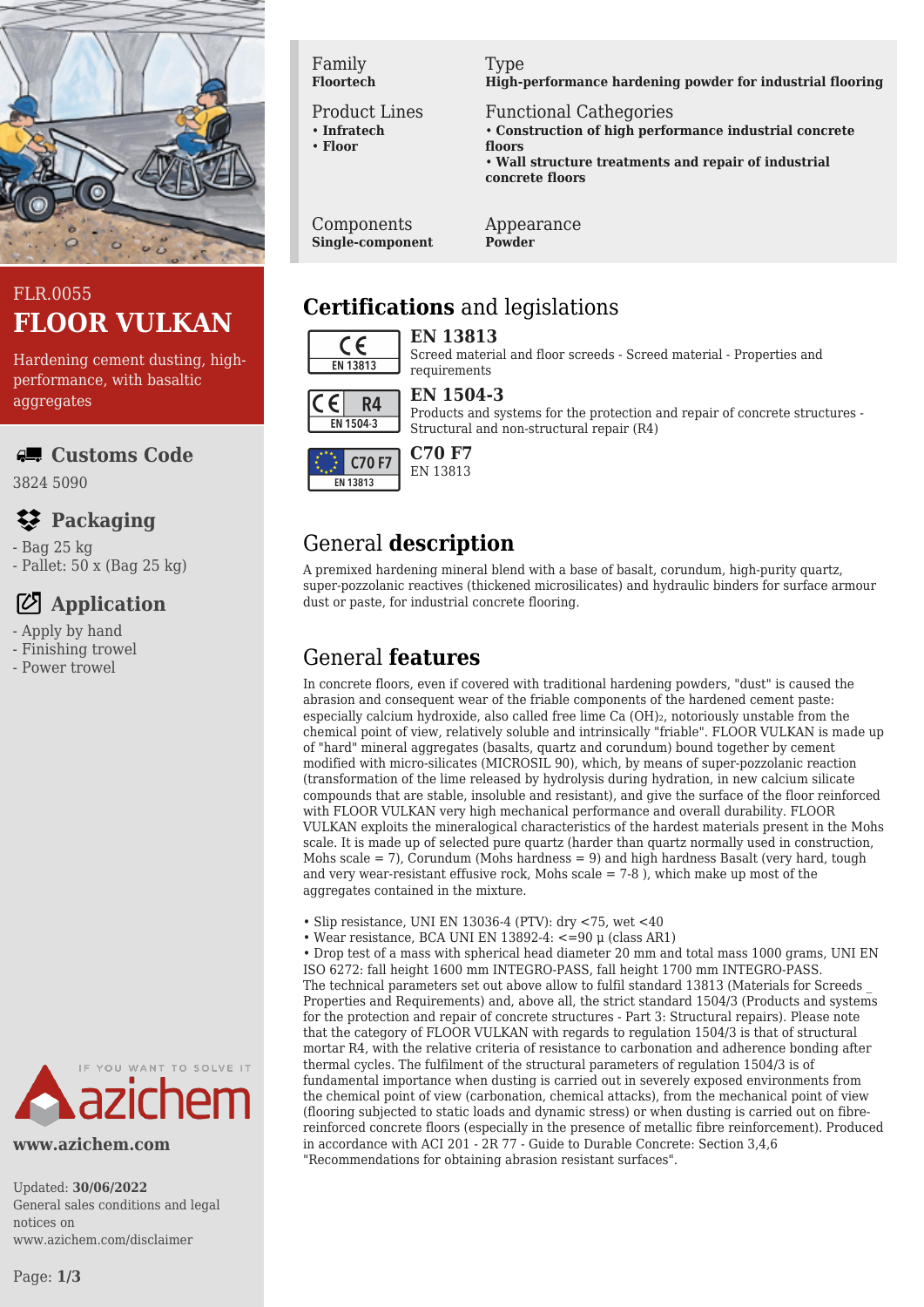FLR.0055

# FLOOR VULKAN

Hardening cement dusting, high-performance, with basaltic aggregates

## Customs Code

3824 5090

## Packaging

- Bag 25 kg
- Pallet: 50 x (Bag 25 kg)

## Application

- Apply by hand
- Finishing trowel
- Power trowel

www.azichem.com

Updated: **30/06/2022**
General sales conditions and legal notices on www.azichem.com/disclaimer

| Family | Type |
|---|---|
| **Floortech** | **High-performance hardening powder for industrial flooring** |

**Product Lines**
- **Infratech**
- **Floor**

**Functional Cathegories**
- **Construction of high performance industrial concrete floors**
- **Wall structure treatments and repair of industrial concrete floors**

| Components | Appearance |
|---|---|
| **Single-component** | **Powder** |

## Certifications and legislations

**EN 13813**
Screed material and floor screeds - Screed material - Properties and requirements

**EN 1504-3**
Products and systems for the protection and repair of concrete structures - Structural and non-structural repair (R4)

**C70 F7**
EN 13813

## General description

A premixed hardening mineral blend with a base of basalt, corundum, high-purity quartz, super-pozzolanic reactives (thickened microsilicates) and hydraulic binders for surface armour dust or paste, for industrial concrete flooring.

## General features

In concrete floors, even if covered with traditional hardening powders, "dust" is caused the abrasion and consequent wear of the friable components of the hardened cement paste: especially calcium hydroxide, also called free lime Ca $(OH)_2$, notoriously unstable from the chemical point of view, relatively soluble and intrinsically "friable". FLOOR VULKAN is made up of "hard" mineral aggregates (basalts, quartz and corundum) bound together by cement modified with micro-silicates (MICROSIL 90), which, by means of super-pozzolanic reaction (transformation of the lime released by hydrolysis during hydration, in new calcium silicate compounds that are stable, insoluble and resistant), and give the surface of the floor reinforced with FLOOR VULKAN very high mechanical performance and overall durability. FLOOR VULKAN exploits the mineralogical characteristics of the hardest materials present in the Mohs scale. It is made up of selected pure quartz (harder than quartz normally used in construction, Mohs scale = 7), Corundum (Mohs hardness = 9) and high hardness Basalt (very hard, tough and very wear-resistant effusive rock, Mohs scale = 7-8 ), which make up most of the aggregates contained in the mixture.

- Slip resistance, UNI EN 13036-4 (PTV): dry <75, wet <40
- Wear resistance, BCA UNI EN 13892-4: <=90 µ (class AR1)
- Drop test of a mass with spherical head diameter 20 mm and total mass 1000 grams, UNI EN ISO 6272: fall height 1600 mm INTEGRO-PASS, fall height 1700 mm INTEGRO-PASS.

The technical parameters set out above allow to fulfil standard 13813 (Materials for Screeds _ Properties and Requirements) and, above all, the strict standard 1504/3 (Products and systems for the protection and repair of concrete structures - Part 3: Structural repairs). Please note that the category of FLOOR VULKAN with regards to regulation 1504/3 is that of structural mortar R4, with the relative criteria of resistance to carbonation and adherence bonding after thermal cycles. The fulfilment of the structural parameters of regulation 1504/3 is of fundamental importance when dusting is carried out in severely exposed environments from the chemical point of view (carbonation, chemical attacks), from the mechanical point of view (flooring subjected to static loads and dynamic stress) or when dusting is carried out on fibre-reinforced concrete floors (especially in the presence of metallic fibre reinforcement). Produced in accordance with ACI 201 - 2R 77 - Guide to Durable Concrete: Section 3,4,6 "Recommendations for obtaining abrasion resistant surfaces".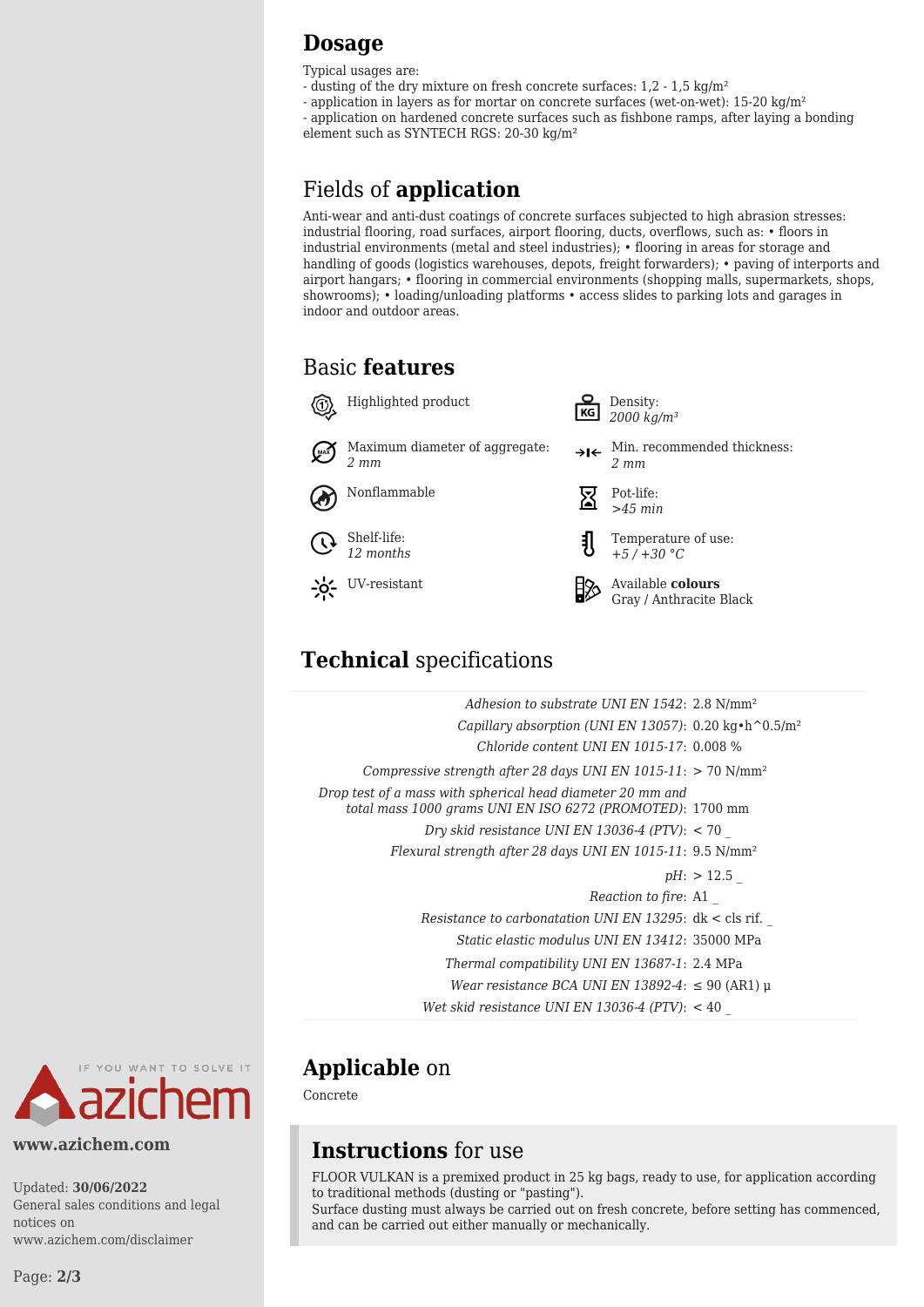## Dosage

Typical usages are:
- dusting of the dry mixture on fresh concrete surfaces: 1,2 - 1,5 kg/m²
- application in layers as for mortar on concrete surfaces (wet-on-wet): 15-20 kg/m²
- application on hardened concrete surfaces such as fishbone ramps, after laying a bonding element such as SYNTECH RGS: 20-30 kg/m²

## Fields of **application**

Anti-wear and anti-dust coatings of concrete surfaces subjected to high abrasion stresses: industrial flooring, road surfaces, airport flooring, ducts, overflows, such as: • floors in industrial environments (metal and steel industries); • flooring in areas for storage and handling of goods (logistics warehouses, depots, freight forwarders); • paving of interports and airport hangars; • flooring in commercial environments (shopping malls, supermarkets, shops, showrooms); • loading/unloading platforms • access slides to parking lots and garages in indoor and outdoor areas.

## Basic **features**

- Highlighted product
- Maximum diameter of aggregate: *2 mm*
- Nonflammable
- Shelf-life: *12 months*
- UV-resistant
- Density: *2000 kg/m³*
- Min. recommended thickness: *2 mm*
- Pot-life: *>45 min*
- Temperature of use: *+5 / +30 °C*
- Available **colours** Gray / Anthracite Black

## **Technical** specifications

| | |
|---|---|
| *Adhesion to substrate UNI EN 1542* | 2.8 N/mm² |
| *Capillary absorption (UNI EN 13057)* | 0.20 kg•h^0.5/m² |
| *Chloride content UNI EN 1015-17* | 0.008 % |
| *Compressive strength after 28 days UNI EN 1015-11* | > 70 N/mm² |
| *Drop test of a mass with spherical head diameter 20 mm and total mass 1000 grams UNI EN ISO 6272 (PROMOTED)* | 1700 mm |
| *Dry skid resistance UNI EN 13036-4 (PTV)* | < 70 _ |
| *Flexural strength after 28 days UNI EN 1015-11* | 9.5 N/mm² |
| *pH* | > 12.5 _ |
| *Reaction to fire* | A1 _ |
| *Resistance to carbonatation UNI EN 13295* | dk < cls rif. _ |
| *Static elastic modulus UNI EN 13412* | 35000 MPa |
| *Thermal compatibility UNI EN 13687-1* | 2.4 MPa |
| *Wear resistance BCA UNI EN 13892-4* | ≤ 90 (AR1) µ |
| *Wet skid resistance UNI EN 13036-4 (PTV)* | < 40 _ |

## **Applicable** on

Concrete

## **Instructions** for use

FLOOR VULKAN is a premixed product in 25 kg bags, ready to use, for application according to traditional methods (dusting or "pasting").
Surface dusting must always be carried out on fresh concrete, before setting has commenced, and can be carried out either manually or mechanically.

IF YOU WANT TO SOLVE IT azichem

**www.azichem.com**

Updated: **30/06/2022**
General sales conditions and legal notices on www.azichem.com/disclaimer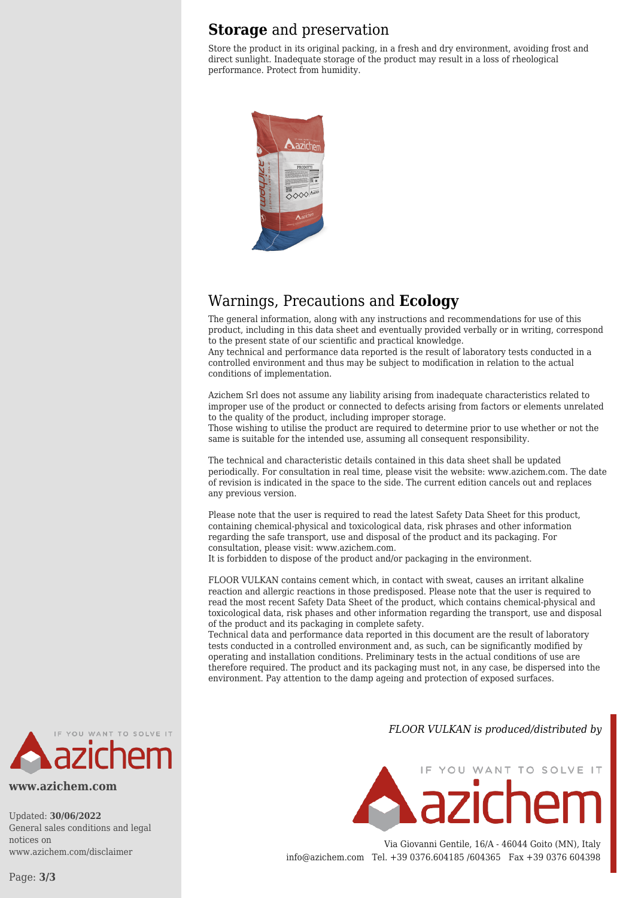## **Storage** and preservation

Store the product in its original packing, in a fresh and dry environment, avoiding frost and direct sunlight. Inadequate storage of the product may result in a loss of rheological performance. Protect from humidity.

## Warnings, Precautions and **Ecology**

The general information, along with any instructions and recommendations for use of this product, including in this data sheet and eventually provided verbally or in writing, correspond to the present state of our scientific and practical knowledge.
Any technical and performance data reported is the result of laboratory tests conducted in a controlled environment and thus may be subject to modification in relation to the actual conditions of implementation.

Azichem Srl does not assume any liability arising from inadequate characteristics related to improper use of the product or connected to defects arising from factors or elements unrelated to the quality of the product, including improper storage.
Those wishing to utilise the product are required to determine prior to use whether or not the same is suitable for the intended use, assuming all consequent responsibility.

The technical and characteristic details contained in this data sheet shall be updated periodically. For consultation in real time, please visit the website: www.azichem.com. The date of revision is indicated in the space to the side. The current edition cancels out and replaces any previous version.

Please note that the user is required to read the latest Safety Data Sheet for this product, containing chemical-physical and toxicological data, risk phrases and other information regarding the safe transport, use and disposal of the product and its packaging. For consultation, please visit: www.azichem.com.
It is forbidden to dispose of the product and/or packaging in the environment.

FLOOR VULKAN contains cement which, in contact with sweat, causes an irritant alkaline reaction and allergic reactions in those predisposed. Please note that the user is required to read the most recent Safety Data Sheet of the product, which contains chemical-physical and toxicological data, risk phases and other information regarding the transport, use and disposal of the product and its packaging in complete safety.
Technical data and performance data reported in this document are the result of laboratory tests conducted in a controlled environment and, as such, can be significantly modified by operating and installation conditions. Preliminary tests in the actual conditions of use are therefore required. The product and its packaging must not, in any case, be dispersed into the environment. Pay attention to the damp ageing and protection of exposed surfaces.

*FLOOR VULKAN is produced/distributed by*

IF YOU WANT TO SOLVE IT
azichem

Via Giovanni Gentile, 16/A - 46044 Goito (MN), Italy
info@azichem.com Tel. +39 0376.604185 /604365 Fax +39 0376 604398

IF YOU WANT TO SOLVE IT
azichem

**www.azichem.com**

Updated: **30/06/2022**
General sales conditions and legal notices on www.azichem.com/disclaimer